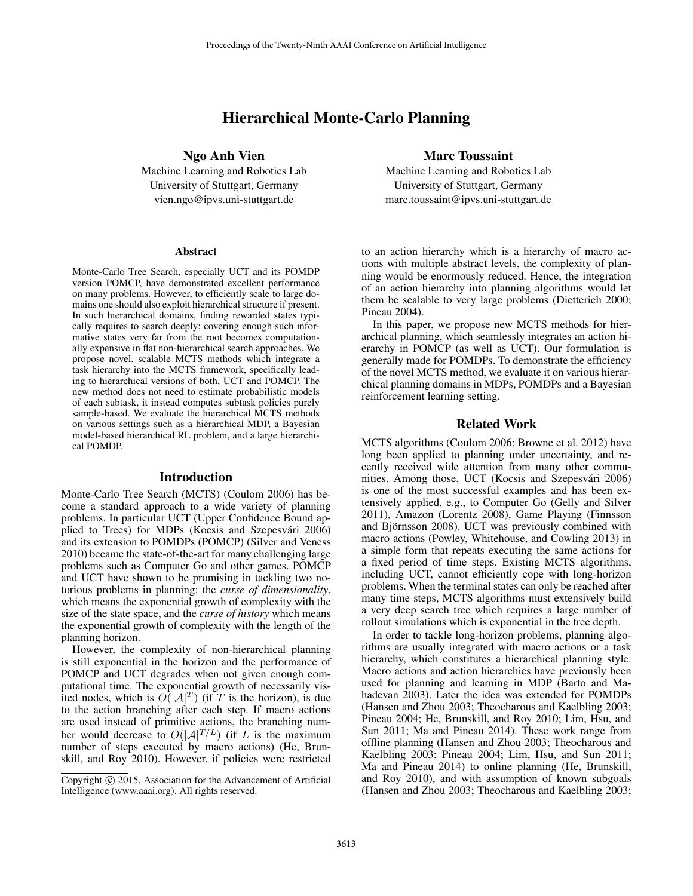# Hierarchical Monte-Carlo Planning

**Ngo Anh Vien**
Machine Learning and Robotics Lab
University of Stuttgart, Germany
vien.ngo@ipvs.uni-stuttgart.de

**Marc Toussaint**
Machine Learning and Robotics Lab
University of Stuttgart, Germany
marc.toussaint@ipvs.uni-stuttgart.de

## Abstract

Monte-Carlo Tree Search, especially UCT and its POMDP version POMCP, have demonstrated excellent performance on many problems. However, to efficiently scale to large domains one should also exploit hierarchical structure if present. In such hierarchical domains, finding rewarded states typically requires to search deeply; covering enough such informative states very far from the root becomes computationally expensive in flat non-hierarchical search approaches. We propose novel, scalable MCTS methods which integrate a task hierarchy into the MCTS framework, specifically leading to hierarchical versions of both, UCT and POMCP. The new method does not need to estimate probabilistic models of each subtask, it instead computes subtask policies purely sample-based. We evaluate the hierarchical MCTS methods on various settings such as a hierarchical MDP, a Bayesian model-based hierarchical RL problem, and a large hierarchical POMDP.

## Introduction

Monte-Carlo Tree Search (MCTS) (Coulom 2006) has become a standard approach to a wide variety of planning problems. In particular UCT (Upper Confidence Bound applied to Trees) for MDPs (Kocsis and Szepesvári 2006) and its extension to POMDPs (POMCP) (Silver and Veness 2010) became the state-of-the-art for many challenging large problems such as Computer Go and other games. POMCP and UCT have shown to be promising in tackling two notorious problems in planning: the *curse of dimensionality*, which means the exponential growth of complexity with the size of the state space, and the *curse of history* which means the exponential growth of complexity with the length of the planning horizon.

However, the complexity of non-hierarchical planning is still exponential in the horizon and the performance of POMCP and UCT degrades when not given enough computational time. The exponential growth of necessarily visited nodes, which is $O(|\mathcal{A}|^T)$ (if $T$ is the horizon), is due to the action branching after each step. If macro actions are used instead of primitive actions, the branching number would decrease to $O(|\mathcal{A}|^{T/L})$ (if $L$ is the maximum number of steps executed by macro actions) (He, Brunskill, and Roy 2010). However, if policies were restricted to an action hierarchy which is a hierarchy of macro actions with multiple abstract levels, the complexity of planning would be enormously reduced. Hence, the integration of an action hierarchy into planning algorithms would let them be scalable to very large problems (Dietterich 2000; Pineau 2004).

In this paper, we propose new MCTS methods for hierarchical planning, which seamlessly integrates an action hierarchy in POMCP (as well as UCT). Our formulation is generally made for POMDPs. To demonstrate the efficiency of the novel MCTS method, we evaluate it on various hierarchical planning domains in MDPs, POMDPs and a Bayesian reinforcement learning setting.

## Related Work

MCTS algorithms (Coulom 2006; Browne et al. 2012) have long been applied to planning under uncertainty, and recently received wide attention from many other communities. Among those, UCT (Kocsis and Szepesvári 2006) is one of the most successful examples and has been extensively applied, e.g., to Computer Go (Gelly and Silver 2011), Amazon (Lorentz 2008), Game Playing (Finnsson and Björnsson 2008). UCT was previously combined with macro actions (Powley, Whitehouse, and Cowling 2013) in a simple form that repeats executing the same actions for a fixed period of time steps. Existing MCTS algorithms, including UCT, cannot efficiently cope with long-horizon problems. When the terminal states can only be reached after many time steps, MCTS algorithms must extensively build a very deep search tree which requires a large number of rollout simulations which is exponential in the tree depth.

In order to tackle long-horizon problems, planning algorithms are usually integrated with macro actions or a task hierarchy, which constitutes a hierarchical planning style. Macro actions and action hierarchies have previously been used for planning and learning in MDP (Barto and Mahadevan 2003). Later the idea was extended for POMDPs (Hansen and Zhou 2003; Theocharous and Kaelbling 2003; Pineau 2004; He, Brunskill, and Roy 2010; Lim, Hsu, and Sun 2011; Ma and Pineau 2014). These work range from offline planning (Hansen and Zhou 2003; Theocharous and Kaelbling 2003; Pineau 2004; Lim, Hsu, and Sun 2011; Ma and Pineau 2014) to online planning (He, Brunskill, and Roy 2010), and with assumption of known subgoals (Hansen and Zhou 2003; Theocharous and Kaelbling 2003;

Copyright © 2015, Association for the Advancement of Artificial Intelligence (www.aaai.org). All rights reserved.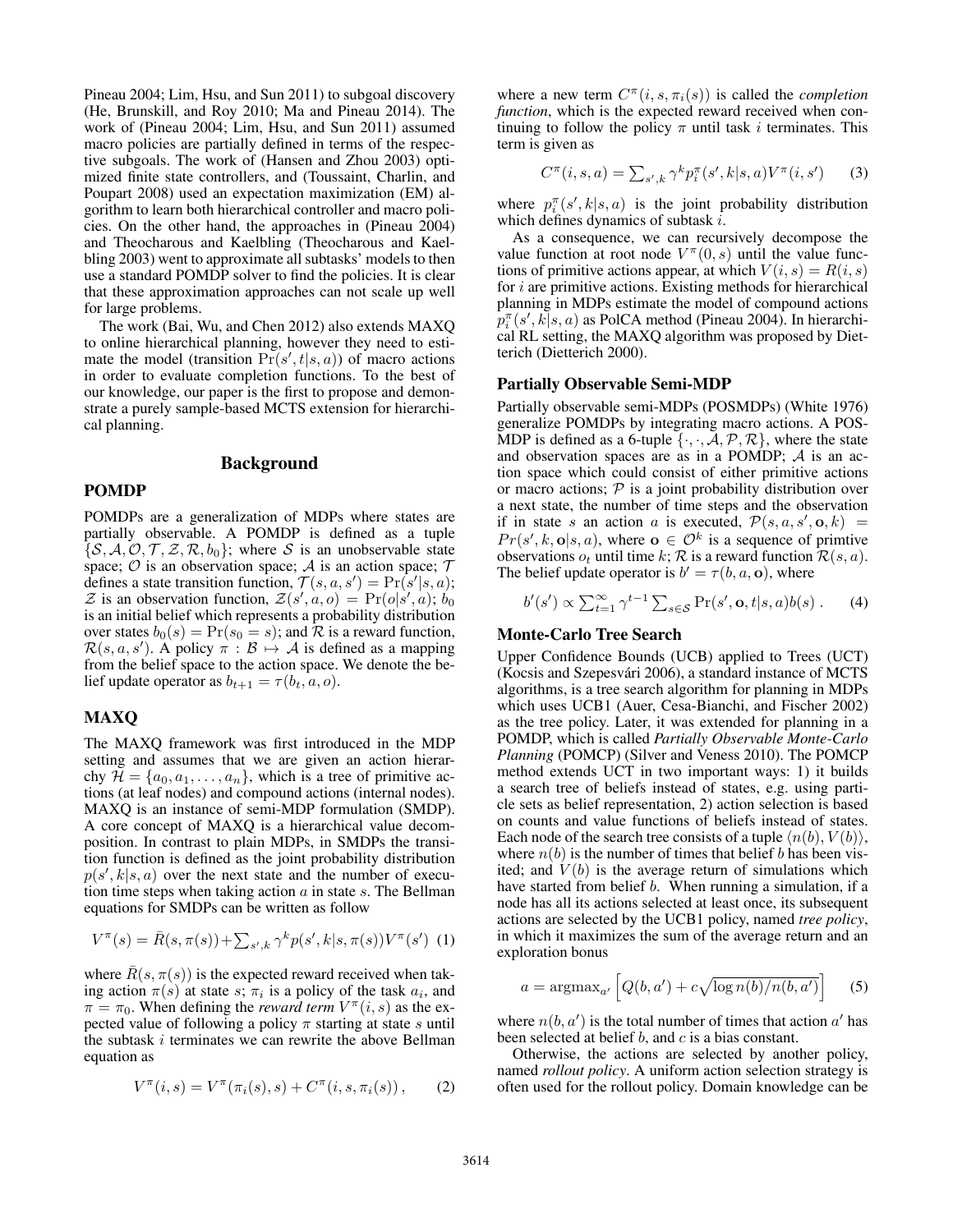Pineau 2004; Lim, Hsu, and Sun 2011) to subgoal discovery (He, Brunskill, and Roy 2010; Ma and Pineau 2014). The work of (Pineau 2004; Lim, Hsu, and Sun 2011) assumed macro policies are partially defined in terms of the respective subgoals. The work of (Hansen and Zhou 2003) optimized finite state controllers, and (Toussaint, Charlin, and Poupart 2008) used an expectation maximization (EM) algorithm to learn both hierarchical controller and macro policies. On the other hand, the approaches in (Pineau 2004) and Theocharous and Kaelbling (Theocharous and Kaelbling 2003) went to approximate all subtasks' models to then use a standard POMDP solver to find the policies. It is clear that these approximation approaches can not scale up well for large problems.

The work (Bai, Wu, and Chen 2012) also extends MAXQ to online hierarchical planning, however they need to estimate the model (transition $\Pr(s', t|s, a)$) of macro actions in order to evaluate completion functions. To the best of our knowledge, our paper is the first to propose and demonstrate a purely sample-based MCTS extension for hierarchical planning.

# Background

## POMDP

POMDPs are a generalization of MDPs where states are partially observable. A POMDP is defined as a tuple $\{\mathcal{S}, \mathcal{A}, \mathcal{O}, \mathcal{T}, \mathcal{Z}, \mathcal{R}, b_0\}$; where $\mathcal{S}$ is an unobservable state space; $\mathcal{O}$ is an observation space; $\mathcal{A}$ is an action space; $\mathcal{T}$ defines a state transition function, $\mathcal{T}(s, a, s') = \Pr(s'|s, a)$; $\mathcal{Z}$ is an observation function, $\mathcal{Z}(s', a, o) = \Pr(o|s', a)$; $b_0$ is an initial belief which represents a probability distribution over states $b_0(s) = \Pr(s_0 = s)$; and $\mathcal{R}$ is a reward function, $\mathcal{R}(s, a, s')$. A policy $\pi : \mathcal{B} \mapsto \mathcal{A}$ is defined as a mapping from the belief space to the action space. We denote the belief update operator as $b_{t+1} = \tau(b_t, a, o)$.

## MAXQ

The MAXQ framework was first introduced in the MDP setting and assumes that we are given an action hierarchy $\mathcal{H} = \{a_0, a_1, \ldots, a_n\}$, which is a tree of primitive actions (at leaf nodes) and compound actions (internal nodes). MAXQ is an instance of semi-MDP formulation (SMDP). A core concept of MAXQ is a hierarchical value decomposition. In contrast to plain MDPs, in SMDPs the transition function is defined as the joint probability distribution $p(s', k|s, a)$ over the next state and the number of execution time steps when taking action $a$ in state $s$. The Bellman equations for SMDPs can be written as follow

$$V^{\pi}(s) = \bar{R}(s, \pi(s)) + \sum_{s',k} \gamma^k p(s', k|s, \pi(s)) V^{\pi}(s') \quad (1)$$

where $\bar{R}(s, \pi(s))$ is the expected reward received when taking action $\pi(s)$ at state $s$; $\pi_i$ is a policy of the task $a_i$, and $\pi = \pi_0$. When defining the *reward term* $V^{\pi}(i, s)$ as the expected value of following a policy $\pi$ starting at state $s$ until the subtask $i$ terminates we can rewrite the above Bellman equation as

$$V^{\pi}(i, s) = V^{\pi}(\pi_i(s), s) + C^{\pi}(i, s, \pi_i(s)), \quad (2)$$

where a new term $C^{\pi}(i, s, \pi_i(s))$ is called the *completion function*, which is the expected reward received when continuing to follow the policy $\pi$ until task $i$ terminates. This term is given as

$$C^{\pi}(i, s, a) = \sum_{s',k} \gamma^k p_i^{\pi}(s', k|s, a) V^{\pi}(i, s') \quad (3)$$

where $p_i^{\pi}(s', k|s, a)$ is the joint probability distribution which defines dynamics of subtask $i$.

As a consequence, we can recursively decompose the value function at root node $V^{\pi}(0, s)$ until the value functions of primitive actions appear, at which $V(i, s) = R(i, s)$ for $i$ are primitive actions. Existing methods for hierarchical planning in MDPs estimate the model of compound actions $p_i^{\pi}(s', k|s, a)$ as PolCA method (Pineau 2004). In hierarchical RL setting, the MAXQ algorithm was proposed by Dietterich (Dietterich 2000).

## Partially Observable Semi-MDP

Partially observable semi-MDPs (POSMDPs) (White 1976) generalize POMDPs by integrating macro actions. A POSMDP is defined as a 6-tuple $\{\cdot, \cdot, \mathcal{A}, \mathcal{P}, \mathcal{R}\}$, where the state and observation spaces are as in a POMDP; $\mathcal{A}$ is an action space which could consist of either primitive actions or macro actions; $\mathcal{P}$ is a joint probability distribution over a next state, the number of time steps and the observation if in state $s$ an action $a$ is executed, $\mathcal{P}(s, a, s', \mathbf{o}, k) = Pr(s', k, \mathbf{o}|s, a)$, where $\mathbf{o} \in \mathcal{O}^k$ is a sequence of primtive observations $o_t$ until time $k$; $\mathcal{R}$ is a reward function $\mathcal{R}(s, a)$. The belief update operator is $b' = \tau(b, a, \mathbf{o})$, where

$$b'(s') \propto \sum_{t=1}^{\infty} \gamma^{t-1} \sum_{s \in \mathcal{S}} \Pr(s', \mathbf{o}, t|s, a) b(s) . \quad (4)$$

## Monte-Carlo Tree Search

Upper Confidence Bounds (UCB) applied to Trees (UCT) (Kocsis and Szepesvári 2006), a standard instance of MCTS algorithms, is a tree search algorithm for planning in MDPs which uses UCB1 (Auer, Cesa-Bianchi, and Fischer 2002) as the tree policy. Later, it was extended for planning in a POMDP, which is called *Partially Observable Monte-Carlo Planning* (POMCP) (Silver and Veness 2010). The POMCP method extends UCT in two important ways: 1) it builds a search tree of beliefs instead of states, e.g. using particle sets as belief representation, 2) action selection is based on counts and value functions of beliefs instead of states. Each node of the search tree consists of a tuple $\langle n(b), V(b) \rangle$, where $n(b)$ is the number of times that belief $b$ has been visited; and $V(b)$ is the average return of simulations which have started from belief $b$. When running a simulation, if a node has all its actions selected at least once, its subsequent actions are selected by the UCB1 policy, named *tree policy*, in which it maximizes the sum of the average return and an exploration bonus

$$a = \text{argmax}_{a'} \left[ Q(b, a') + c\sqrt{\log n(b)/n(b, a')} \right] \quad (5)$$

where $n(b, a')$ is the total number of times that action $a'$ has been selected at belief $b$, and $c$ is a bias constant.

Otherwise, the actions are selected by another policy, named *rollout policy*. A uniform action selection strategy is often used for the rollout policy. Domain knowledge can be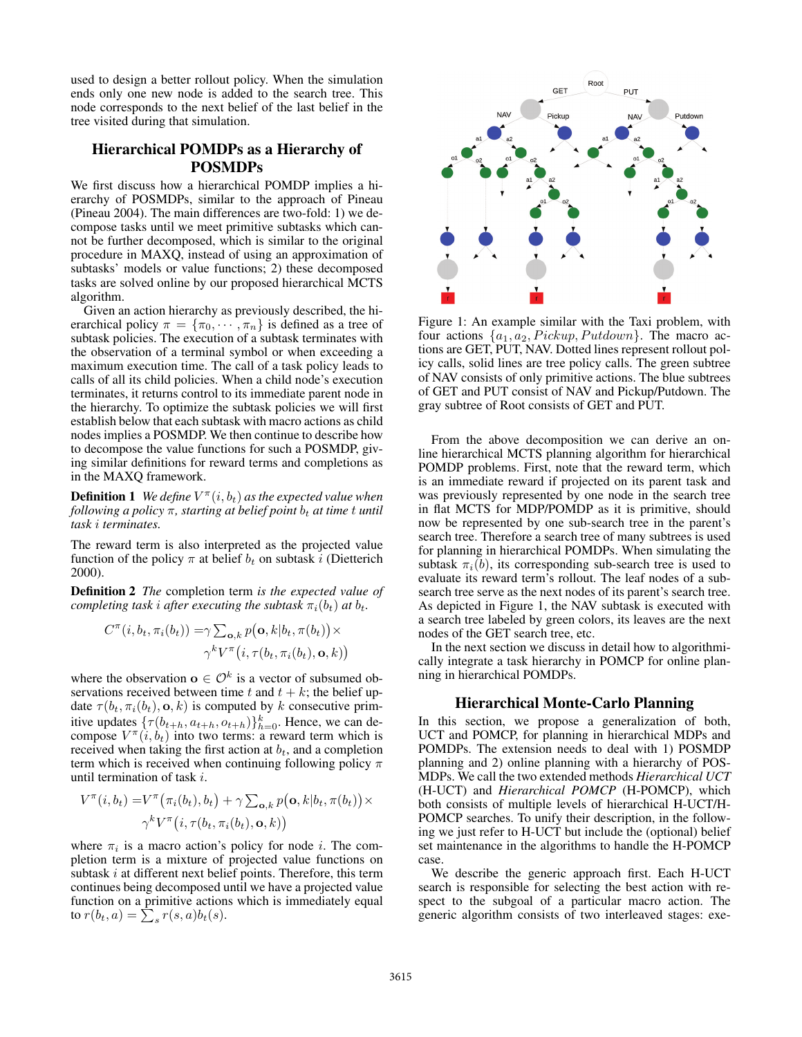used to design a better rollout policy. When the simulation ends only one new node is added to the search tree. This node corresponds to the next belief of the last belief in the tree visited during that simulation.

## Hierarchical POMDPs as a Hierarchy of POSMDPs

We first discuss how a hierarchical POMDP implies a hierarchy of POSMDPs, similar to the approach of Pineau (Pineau 2004). The main differences are two-fold: 1) we decompose tasks until we meet primitive subtasks which cannot be further decomposed, which is similar to the original procedure in MAXQ, instead of using an approximation of subtasks' models or value functions; 2) these decomposed tasks are solved online by our proposed hierarchical MCTS algorithm.

Given an action hierarchy as previously described, the hierarchical policy $\pi = \{\pi_0, \cdots, \pi_n\}$ is defined as a tree of subtask policies. The execution of a subtask terminates with the observation of a terminal symbol or when exceeding a maximum execution time. The call of a task policy leads to calls of all its child policies. When a child node's execution terminates, it returns control to its immediate parent node in the hierarchy. To optimize the subtask policies we will first establish below that each subtask with macro actions as child nodes implies a POSMDP. We then continue to describe how to decompose the value functions for such a POSMDP, giving similar definitions for reward terms and completions as in the MAXQ framework.

**Definition 1** *We define $V^\pi(i, b_t)$ as the expected value when following a policy $\pi$, starting at belief point $b_t$ at time $t$ until task $i$ terminates.*

The reward term is also interpreted as the projected value function of the policy $\pi$ at belief $b_t$ on subtask $i$ (Dietterich 2000).

**Definition 2** *The* completion term *is the expected value of completing task $i$ after executing the subtask $\pi_i(b_t)$ at $b_t$.*

$$C^\pi(i, b_t, \pi_i(b_t)) = \gamma \sum_{\mathbf{o},k} p\big(\mathbf{o}, k | b_t, \pi(b_t)\big) \times \gamma^k V^\pi\big(i, \tau(b_t, \pi_i(b_t), \mathbf{o}, k)\big)$$

where the observation $\mathbf{o} \in \mathcal{O}^k$ is a vector of subsumed observations received between time $t$ and $t + k$; the belief update $\tau(b_t, \pi_i(b_t), \mathbf{o}, k)$ is computed by $k$ consecutive primitive updates $\{\tau(b_{t+h}, a_{t+h}, o_{t+h})\}_{h=0}^{k}$. Hence, we can decompose $V^\pi(i, b_t)$ into two terms: a reward term which is received when taking the first action at $b_t$, and a completion term which is received when continuing following policy $\pi$ until termination of task $i$.

$$V^\pi(i, b_t) = V^\pi\big(\pi_i(b_t), b_t\big) + \gamma \sum_{\mathbf{o},k} p\big(\mathbf{o}, k | b_t, \pi(b_t)\big) \times \gamma^k V^\pi\big(i, \tau(b_t, \pi_i(b_t), \mathbf{o}, k)\big)$$

where $\pi_i$ is a macro action's policy for node $i$. The completion term is a mixture of projected value functions on subtask $i$ at different next belief points. Therefore, this term continues being decomposed until we have a projected value function on a primitive actions which is immediately equal to $r(b_t, a) = \sum_s r(s, a) b_t(s)$.

Figure 1: An example similar with the Taxi problem, with four actions $\{a_1, a_2, Pickup, Putdown\}$. The macro actions are GET, PUT, NAV. Dotted lines represent rollout policy calls, solid lines are tree policy calls. The green subtree of NAV consists of only primitive actions. The blue subtrees of GET and PUT consist of NAV and Pickup/Putdown. The gray subtree of Root consists of GET and PUT.

From the above decomposition we can derive an online hierarchical MCTS planning algorithm for hierarchical POMDP problems. First, note that the reward term, which is an immediate reward if projected on its parent task and was previously represented by one node in the search tree in flat MCTS for MDP/POMDP as it is primitive, should now be represented by one sub-search tree in the parent's search tree. Therefore a search tree of many subtrees is used for planning in hierarchical POMDPs. When simulating the subtask $\pi_i(b)$, its corresponding sub-search tree is used to evaluate its reward term's rollout. The leaf nodes of a sub-search tree serve as the next nodes of its parent's search tree. As depicted in Figure 1, the NAV subtask is executed with a search tree labeled by green colors, its leaves are the next nodes of the GET search tree, etc.

In the next section we discuss in detail how to algorithmically integrate a task hierarchy in POMCP for online planning in hierarchical POMDPs.

## Hierarchical Monte-Carlo Planning

In this section, we propose a generalization of both, UCT and POMCP, for planning in hierarchical MDPs and POMDPs. The extension needs to deal with 1) POSMDP planning and 2) online planning with a hierarchy of POSMDPs. We call the two extended methods *Hierarchical UCT* (H-UCT) and *Hierarchical POMCP* (H-POMCP), which both consists of multiple levels of hierarchical H-UCT/H-POMCP searches. To unify their description, in the following we just refer to H-UCT but include the (optional) belief set maintenance in the algorithms to handle the H-POMCP case.

We describe the generic approach first. Each H-UCT search is responsible for selecting the best action with respect to the subgoal of a particular macro action. The generic algorithm consists of two interleaved stages: exe-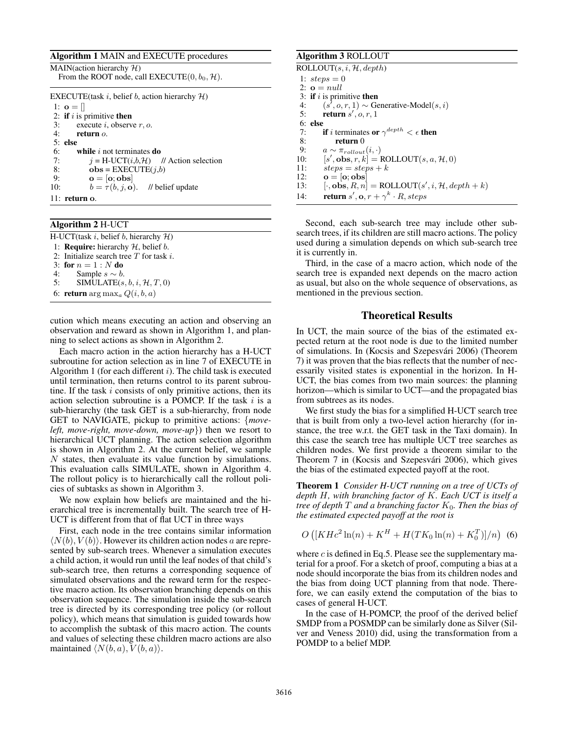**Algorithm 1** MAIN and EXECUTE procedures

```
MAIN(action hierarchy H)
   From the ROOT node, call EXECUTE(0, b_0, H).

EXECUTE(task i, belief b, action hierarchy H)
 1: o = []
 2: if i is primitive then
 3:     execute i, observe r, o.
 4:     return o.
 5: else
 6:     while i not terminates do
 7:         j = H-UCT(i,b,H)    // Action selection
 8:         obs = EXECUTE(j,b)
 9:         o = [o; obs]
10:         b = τ(b, j, o).    // belief update
11: return o.
```

**Algorithm 2** H-UCT

```
H-UCT(task i, belief b, hierarchy H)
 1: Require: hierarchy H, belief b.
 2: Initialize search tree T for task i.
 3: for n = 1 : N do
 4:     Sample s ~ b.
 5:     SIMULATE(s, b, i, H, T, 0)
 6: return argmax_a Q(i, b, a)
```

cution which means executing an action and observing an observation and reward as shown in Algorithm 1, and planning to select actions as shown in Algorithm 2.

Each macro action in the action hierarchy has a H-UCT subroutine for action selection as in line 7 of EXECUTE in Algorithm 1 (for each different $i$). The child task is executed until termination, then returns control to its parent subroutine. If the task $i$ consists of only primitive actions, then its action selection subroutine is a POMCP. If the task $i$ is a sub-hierarchy (the task GET is a sub-hierarchy, from node GET to NAVIGATE, pickup to primitive actions: {*move-left, move-right, move-down, move-up*}) then we resort to hierarchical UCT planning. The action selection algorithm is shown in Algorithm 2. At the current belief, we sample $N$ states, then evaluate its value function by simulations. This evaluation calls SIMULATE, shown in Algorithm 4. The rollout policy is to hierarchically call the rollout policies of subtasks as shown in Algorithm 3.

We now explain how beliefs are maintained and the hierarchical tree is incrementally built. The search tree of H-UCT is different from that of flat UCT in three ways

First, each node in the tree contains similar information $\langle N(b), V(b) \rangle$. However its children action nodes $a$ are represented by sub-search trees. Whenever a simulation executes a child action, it would run until the leaf nodes of that child's sub-search tree, then returns a corresponding sequence of simulated observations and the reward term for the respective macro action. Its observation branching depends on this observation sequence. The simulation inside the sub-search tree is directed by its corresponding tree policy (or rollout policy), which means that simulation is guided towards how to accomplish the subtask of this macro action. The counts and values of selecting these children macro actions are also maintained $\langle N(b, a), V(b, a) \rangle$.

**Algorithm 3** ROLLOUT

```
ROLLOUT(s, i, H, depth)
 1: steps = 0
 2: o = null
 3: if i is primitive then
 4:     (s', o, r, 1) ~ Generative-Model(s, i)
 5:     return s', o, r, 1
 6: else
 7:     if i terminates or γ^depth < ε then
 8:         return 0
 9:     a ~ π_rollout(i, ·)
10:     [s', obs, r, k] = ROLLOUT(s, a, H, 0)
11:     steps = steps + k
12:     o = [o; obs]
13:     [·, obs, R, n] = ROLLOUT(s', i, H, depth + k)
14:     return s', o, r + γ^k · R, steps
```

Second, each sub-search tree may include other sub-search trees, if its children are still macro actions. The policy used during a simulation depends on which sub-search tree it is currently in.

Third, in the case of a macro action, which node of the search tree is expanded next depends on the macro action as usual, but also on the whole sequence of observations, as mentioned in the previous section.

## Theoretical Results

In UCT, the main source of the bias of the estimated expected return at the root node is due to the limited number of simulations. In (Kocsis and Szepesvári 2006) (Theorem 7) it was proven that the bias reflects that the number of necessarily visited states is exponential in the horizon. In H-UCT, the bias comes from two main sources: the planning horizon—which is similar to UCT—and the propagated bias from subtrees as its nodes.

We first study the bias for a simplified H-UCT search tree that is built from only a two-level action hierarchy (for instance, the tree w.r.t. the GET task in the Taxi domain). In this case the search tree has multiple UCT tree searches as children nodes. We first provide a theorem similar to the Theorem 7 in (Kocsis and Szepesvári 2006), which gives the bias of the estimated expected payoff at the root.

**Theorem 1** *Consider H-UCT running on a tree of UCTs of depth $H$, with branching factor of $K$. Each UCT is itself a tree of depth $T$ and a branching factor $K_0$. Then the bias of the estimated expected payoff at the root is*

$$O\left([KHc^2 \ln(n) + K^H + H(TK_0 \ln(n) + K_0^T)]/n\right) \quad (6)$$

where $c$ is defined in Eq.5. Please see the supplementary material for a proof. For a sketch of proof, computing a bias at a node should incorporate the bias from its children nodes and the bias from doing UCT planning from that node. Therefore, we can easily extend the computation of the bias to cases of general H-UCT.

In the case of H-POMCP, the proof of the derived belief SMDP from a POSMDP can be similarly done as Silver (Silver and Veness 2010) did, using the transformation from a POMDP to a belief MDP.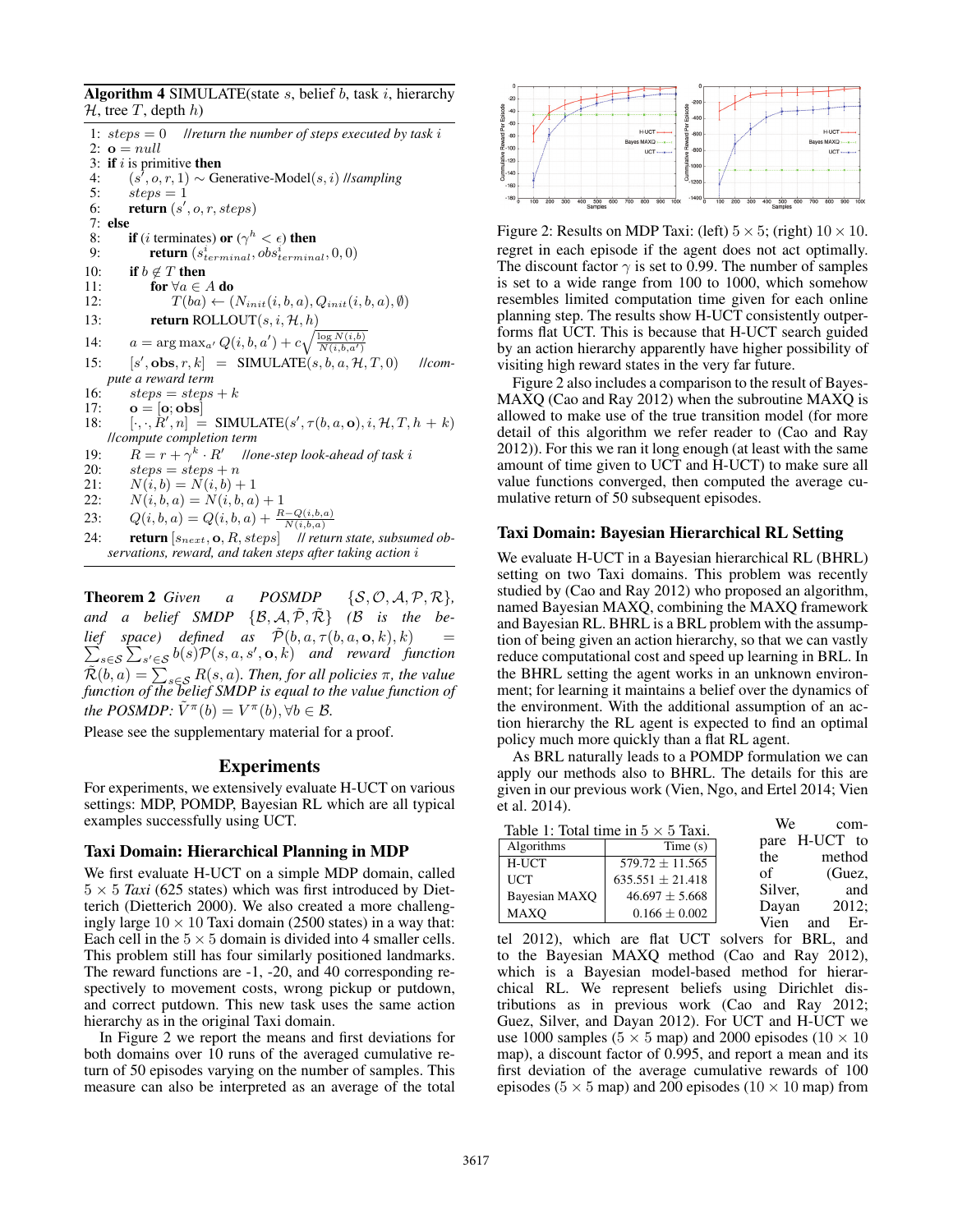**Algorithm 4** SIMULATE(state $s$, belief $b$, task $i$, hierarchy $\mathcal{H}$, tree $T$, depth $h$)

```
1:  steps = 0    //return the number of steps executed by task i
2:  o = null
3:  if i is primitive then
4:      (s', o, r, 1) ~ Generative-Model(s, i) //sampling
5:      steps = 1
6:      return (s', o, r, steps)
7:  else
8:      if (i terminates) or (γ^h < ε) then
9:          return (s^i_terminal, obs^i_terminal, 0, 0)
10:     if b ∉ T then
11:         for ∀a ∈ A do
12:             T(ba) ← (N_init(i, b, a), Q_init(i, b, a), ∅)
13:         return ROLLOUT(s, i, H, h)
14:     a = arg max_a' Q(i, b, a') + c sqrt( log N(i,b) / N(i,b,a') )
15:     [s', obs, r, k] = SIMULATE(s, b, a, H, T, 0)    //compute a reward term
16:     steps = steps + k
17:     o = [o; obs]
18:     [·, ·, R', n] = SIMULATE(s', τ(b, a, o), i, H, T, h + k)
        //compute completion term
19:     R = r + γ^k · R'    //one-step look-ahead of task i
20:     steps = steps + n
21:     N(i, b) = N(i, b) + 1
22:     N(i, b, a) = N(i, b, a) + 1
23:     Q(i, b, a) = Q(i, b, a) + (R − Q(i, b, a)) / N(i, b, a)
24:     return [s_next, o, R, steps]    // return state, subsumed observations, reward, and taken steps after taking action i
```

**Theorem 2** *Given a POSMDP $\{\mathcal{S}, \mathcal{O}, \mathcal{A}, \mathcal{P}, \mathcal{R}\}$, and a belief SMDP $\{\mathcal{B}, \mathcal{A}, \tilde{\mathcal{P}}, \tilde{\mathcal{R}}\}$ ($\mathcal{B}$ is the belief space) defined as $\tilde{\mathcal{P}}(b, a, \tau(b, a, \mathbf{o}, k), k) = \sum_{s \in \mathcal{S}} \sum_{s' \in \mathcal{S}} b(s)\mathcal{P}(s, a, s', \mathbf{o}, k)$ and reward function $\tilde{\mathcal{R}}(b, a) = \sum_{s \in \mathcal{S}} R(s, a)$. Then, for all policies $\pi$, the value function of the belief SMDP is equal to the value function of the POSMDP: $\tilde{V}^{\pi}(b) = V^{\pi}(b), \forall b \in \mathcal{B}$.*

Please see the supplementary material for a proof.

## Experiments

For experiments, we extensively evaluate H-UCT on various settings: MDP, POMDP, Bayesian RL which are all typical examples successfully using UCT.

### Taxi Domain: Hierarchical Planning in MDP

We first evaluate H-UCT on a simple MDP domain, called $5 \times 5$ *Taxi* (625 states) which was first introduced by Dietterich (Dietterich 2000). We also created a more challengingly large $10 \times 10$ Taxi domain (2500 states) in a way that: Each cell in the $5 \times 5$ domain is divided into 4 smaller cells. This problem still has four similarly positioned landmarks. The reward functions are -1, -20, and 40 corresponding respectively to movement costs, wrong pickup or putdown, and correct putdown. This new task uses the same action hierarchy as in the original Taxi domain.

In Figure 2 we report the means and first deviations for both domains over 10 runs of the averaged cumulative return of 50 episodes varying on the number of samples. This measure can also be interpreted as an average of the total regret in each episode if the agent does not act optimally. The discount factor $\gamma$ is set to 0.99. The number of samples is set to a wide range from 100 to 1000, which somehow resembles limited computation time given for each online planning step. The results show H-UCT consistently outperforms flat UCT. This is because that H-UCT search guided by an action hierarchy apparently have higher possibility of visiting high reward states in the very far future.

Figure 2: Results on MDP Taxi: (left) $5 \times 5$; (right) $10 \times 10$.

Figure 2 also includes a comparison to the result of Bayes-MAXQ (Cao and Ray 2012) when the subroutine MAXQ is allowed to make use of the true transition model (for more detail of this algorithm we refer reader to (Cao and Ray 2012)). For this we ran it long enough (at least with the same amount of time given to UCT and H-UCT) to make sure all value functions converged, then computed the average cumulative return of 50 subsequent episodes.

### Taxi Domain: Bayesian Hierarchical RL Setting

We evaluate H-UCT in a Bayesian hierarchical RL (BHRL) setting on two Taxi domains. This problem was recently studied by (Cao and Ray 2012) who proposed an algorithm, named Bayesian MAXQ, combining the MAXQ framework and Bayesian RL. BHRL is a BRL problem with the assumption of being given an action hierarchy, so that we can vastly reduce computational cost and speed up learning in BRL. In the BHRL setting the agent works in an unknown environment; for learning it maintains a belief over the dynamics of the environment. With the additional assumption of an action hierarchy the RL agent is expected to find an optimal policy much more quickly than a flat RL agent.

As BRL naturally leads to a POMDP formulation we can apply our methods also to BHRL. The details for this are given in our previous work (Vien, Ngo, and Ertel 2014; Vien et al. 2014).

Table 1: Total time in $5 \times 5$ Taxi.

| Algorithms | Time (s) |
|---|---|
| H-UCT | $579.72 \pm 11.565$ |
| UCT | $635.551 \pm 21.418$ |
| Bayesian MAXQ | $46.697 \pm 5.668$ |
| MAXQ | $0.166 \pm 0.002$ |

We compare H-UCT to the method of (Guez, Silver, and Dayan 2012; Vien and Ertel 2012), which are flat UCT solvers for BRL, and to the Bayesian MAXQ method (Cao and Ray 2012), which is a Bayesian model-based method for hierarchical RL. We represent beliefs using Dirichlet distributions as in previous work (Cao and Ray 2012; Guez, Silver, and Dayan 2012). For UCT and H-UCT we use 1000 samples ($5 \times 5$ map) and 2000 episodes ($10 \times 10$ map), a discount factor of 0.995, and report a mean and its first deviation of the average cumulative rewards of 100 episodes ($5 \times 5$ map) and 200 episodes ($10 \times 10$ map) from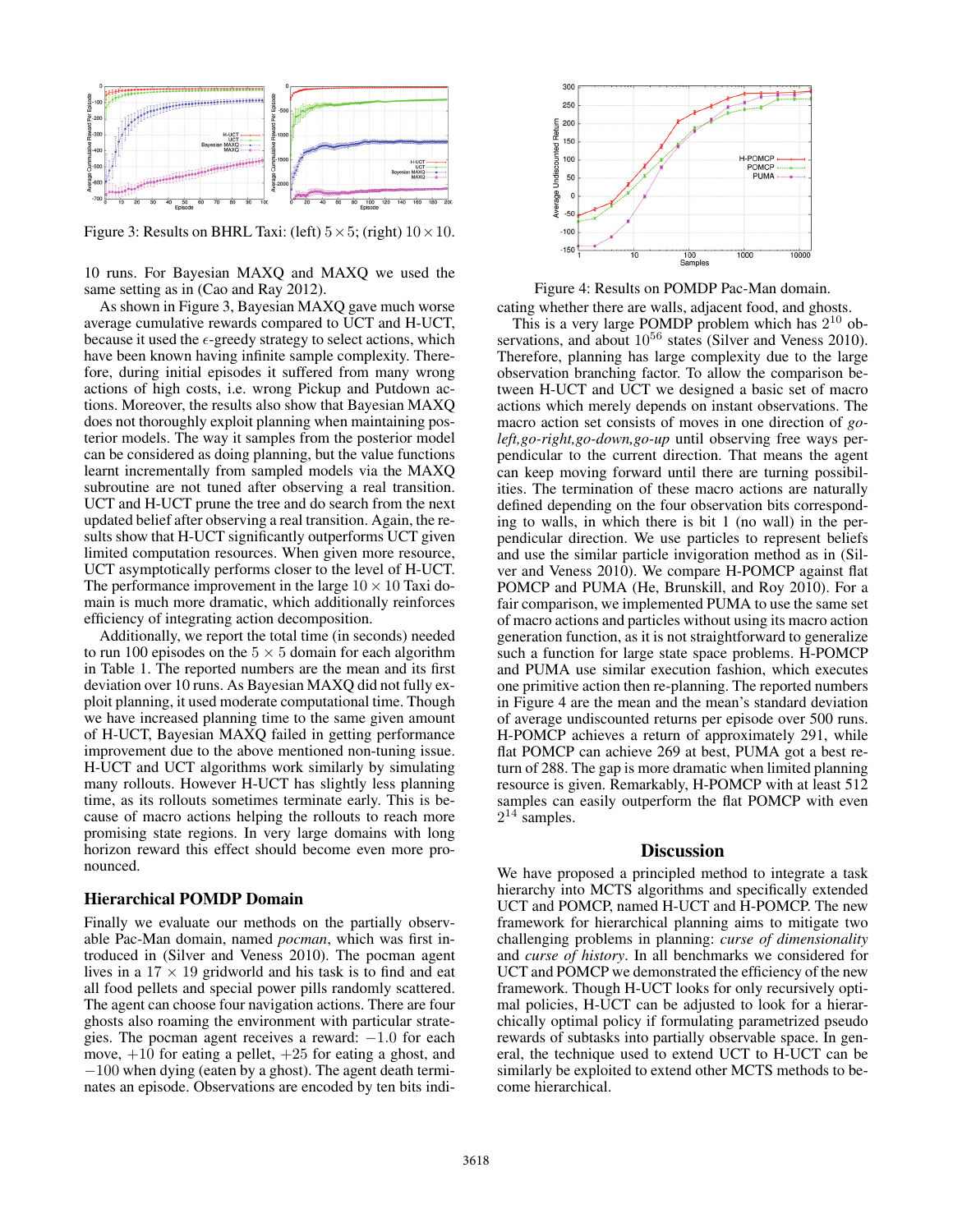Figure 3: Results on BHRL Taxi: (left) $5 \times 5$; (right) $10 \times 10$.

10 runs. For Bayesian MAXQ and MAXQ we used the same setting as in (Cao and Ray 2012).

As shown in Figure 3, Bayesian MAXQ gave much worse average cumulative rewards compared to UCT and H-UCT, because it used the $\epsilon$-greedy strategy to select actions, which have been known having infinite sample complexity. Therefore, during initial episodes it suffered from many wrong actions of high costs, i.e. wrong Pickup and Putdown actions. Moreover, the results also show that Bayesian MAXQ does not thoroughly exploit planning when maintaining posterior models. The way it samples from the posterior model can be considered as doing planning, but the value functions learnt incrementally from sampled models via the MAXQ subroutine are not tuned after observing a real transition. UCT and H-UCT prune the tree and do search from the next updated belief after observing a real transition. Again, the results show that H-UCT significantly outperforms UCT given limited computation resources. When given more resource, UCT asymptotically performs closer to the level of H-UCT. The performance improvement in the large $10 \times 10$ Taxi domain is much more dramatic, which additionally reinforces efficiency of integrating action decomposition.

Additionally, we report the total time (in seconds) needed to run 100 episodes on the $5 \times 5$ domain for each algorithm in Table 1. The reported numbers are the mean and its first deviation over 10 runs. As Bayesian MAXQ did not fully exploit planning, it used moderate computational time. Though we have increased planning time to the same given amount of H-UCT, Bayesian MAXQ failed in getting performance improvement due to the above mentioned non-tuning issue. H-UCT and UCT algorithms work similarly by simulating many rollouts. However H-UCT has slightly less planning time, as its rollouts sometimes terminate early. This is because of macro actions helping the rollouts to reach more promising state regions. In very large domains with long horizon reward this effect should become even more pronounced.

## Hierarchical POMDP Domain

Finally we evaluate our methods on the partially observable Pac-Man domain, named *pocman*, which was first introduced in (Silver and Veness 2010). The pocman agent lives in a $17 \times 19$ gridworld and his task is to find and eat all food pellets and special power pills randomly scattered. The agent can choose four navigation actions. There are four ghosts also roaming the environment with particular strategies. The pocman agent receives a reward: $-1.0$ for each move, $+10$ for eating a pellet, $+25$ for eating a ghost, and $-100$ when dying (eaten by a ghost). The agent death terminates an episode. Observations are encoded by ten bits indicating whether there are walls, adjacent food, and ghosts.

Figure 4: Results on POMDP Pac-Man domain.

This is a very large POMDP problem which has $2^{10}$ observations, and about $10^{56}$ states (Silver and Veness 2010). Therefore, planning has large complexity due to the large observation branching factor. To allow the comparison between H-UCT and UCT we designed a basic set of macro actions which merely depends on instant observations. The macro action set consists of moves in one direction of *go-left,go-right,go-down,go-up* until observing free ways perpendicular to the current direction. That means the agent can keep moving forward until there are turning possibilities. The termination of these macro actions are naturally defined depending on the four observation bits corresponding to walls, in which there is bit 1 (no wall) in the perpendicular direction. We use particles to represent beliefs and use the similar particle invigoration method as in (Silver and Veness 2010). We compare H-POMCP against flat POMCP and PUMA (He, Brunskill, and Roy 2010). For a fair comparison, we implemented PUMA to use the same set of macro actions and particles without using its macro action generation function, as it is not straightforward to generalize such a function for large state space problems. H-POMCP and PUMA use similar execution fashion, which executes one primitive action then re-planning. The reported numbers in Figure 4 are the mean and the mean's standard deviation of average undiscounted returns per episode over 500 runs. H-POMCP achieves a return of approximately 291, while flat POMCP can achieve 269 at best, PUMA got a best return of 288. The gap is more dramatic when limited planning resource is given. Remarkably, H-POMCP with at least 512 samples can easily outperform the flat POMCP with even $2^{14}$ samples.

## Discussion

We have proposed a principled method to integrate a task hierarchy into MCTS algorithms and specifically extended UCT and POMCP, named H-UCT and H-POMCP. The new framework for hierarchical planning aims to mitigate two challenging problems in planning: *curse of dimensionality* and *curse of history*. In all benchmarks we considered for UCT and POMCP we demonstrated the efficiency of the new framework. Though H-UCT looks for only recursively optimal policies, H-UCT can be adjusted to look for a hierarchically optimal policy if formulating parametrized pseudo rewards of subtasks into partially observable space. In general, the technique used to extend UCT to H-UCT can be similarly be exploited to extend other MCTS methods to become hierarchical.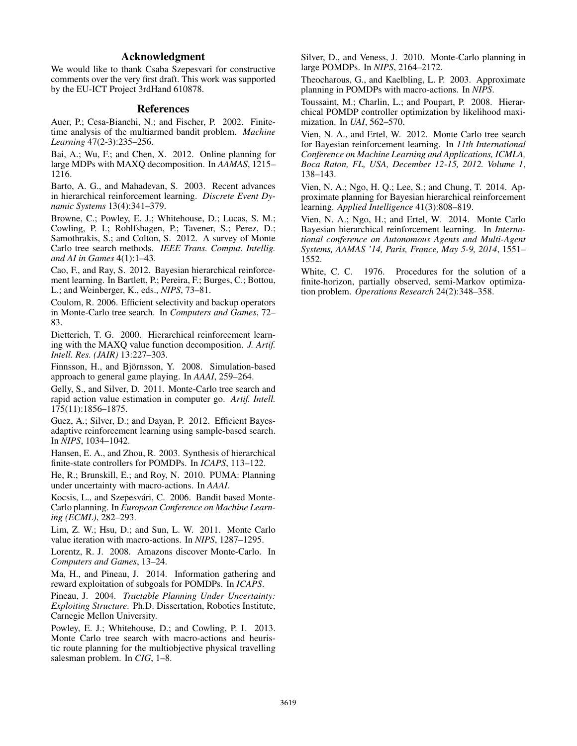## Acknowledgment

We would like to thank Csaba Szepesvari for constructive comments over the very first draft. This work was supported by the EU-ICT Project 3rdHand 610878.

## References

Auer, P.; Cesa-Bianchi, N.; and Fischer, P. 2002. Finite-time analysis of the multiarmed bandit problem. *Machine Learning* 47(2-3):235–256.

Bai, A.; Wu, F.; and Chen, X. 2012. Online planning for large MDPs with MAXQ decomposition. In *AAMAS*, 1215–1216.

Barto, A. G., and Mahadevan, S. 2003. Recent advances in hierarchical reinforcement learning. *Discrete Event Dynamic Systems* 13(4):341–379.

Browne, C.; Powley, E. J.; Whitehouse, D.; Lucas, S. M.; Cowling, P. I.; Rohlfshagen, P.; Tavener, S.; Perez, D.; Samothrakis, S.; and Colton, S. 2012. A survey of Monte Carlo tree search methods. *IEEE Trans. Comput. Intellig. and AI in Games* 4(1):1–43.

Cao, F., and Ray, S. 2012. Bayesian hierarchical reinforcement learning. In Bartlett, P.; Pereira, F.; Burges, C.; Bottou, L.; and Weinberger, K., eds., *NIPS*, 73–81.

Coulom, R. 2006. Efficient selectivity and backup operators in Monte-Carlo tree search. In *Computers and Games*, 72–83.

Dietterich, T. G. 2000. Hierarchical reinforcement learning with the MAXQ value function decomposition. *J. Artif. Intell. Res. (JAIR)* 13:227–303.

Finnsson, H., and Björnsson, Y. 2008. Simulation-based approach to general game playing. In *AAAI*, 259–264.

Gelly, S., and Silver, D. 2011. Monte-Carlo tree search and rapid action value estimation in computer go. *Artif. Intell.* 175(11):1856–1875.

Guez, A.; Silver, D.; and Dayan, P. 2012. Efficient Bayes-adaptive reinforcement learning using sample-based search. In *NIPS*, 1034–1042.

Hansen, E. A., and Zhou, R. 2003. Synthesis of hierarchical finite-state controllers for POMDPs. In *ICAPS*, 113–122.

He, R.; Brunskill, E.; and Roy, N. 2010. PUMA: Planning under uncertainty with macro-actions. In *AAAI*.

Kocsis, L., and Szepesvári, C. 2006. Bandit based Monte-Carlo planning. In *European Conference on Machine Learning (ECML)*, 282–293.

Lim, Z. W.; Hsu, D.; and Sun, L. W. 2011. Monte Carlo value iteration with macro-actions. In *NIPS*, 1287–1295.

Lorentz, R. J. 2008. Amazons discover Monte-Carlo. In *Computers and Games*, 13–24.

Ma, H., and Pineau, J. 2014. Information gathering and reward exploitation of subgoals for POMDPs. In *ICAPS*.

Pineau, J. 2004. *Tractable Planning Under Uncertainty: Exploiting Structure*. Ph.D. Dissertation, Robotics Institute, Carnegie Mellon University.

Powley, E. J.; Whitehouse, D.; and Cowling, P. I. 2013. Monte Carlo tree search with macro-actions and heuristic route planning for the multiobjective physical travelling salesman problem. In *CIG*, 1–8.

Silver, D., and Veness, J. 2010. Monte-Carlo planning in large POMDPs. In *NIPS*, 2164–2172.

Theocharous, G., and Kaelbling, L. P. 2003. Approximate planning in POMDPs with macro-actions. In *NIPS*.

Toussaint, M.; Charlin, L.; and Poupart, P. 2008. Hierarchical POMDP controller optimization by likelihood maximization. In *UAI*, 562–570.

Vien, N. A., and Ertel, W. 2012. Monte Carlo tree search for Bayesian reinforcement learning. In *11th International Conference on Machine Learning and Applications, ICMLA, Boca Raton, FL, USA, December 12-15, 2012. Volume 1*, 138–143.

Vien, N. A.; Ngo, H. Q.; Lee, S.; and Chung, T. 2014. Approximate planning for Bayesian hierarchical reinforcement learning. *Applied Intelligence* 41(3):808–819.

Vien, N. A.; Ngo, H.; and Ertel, W. 2014. Monte Carlo Bayesian hierarchical reinforcement learning. In *International conference on Autonomous Agents and Multi-Agent Systems, AAMAS '14, Paris, France, May 5-9, 2014*, 1551–1552.

White, C. C. 1976. Procedures for the solution of a finite-horizon, partially observed, semi-Markov optimization problem. *Operations Research* 24(2):348–358.